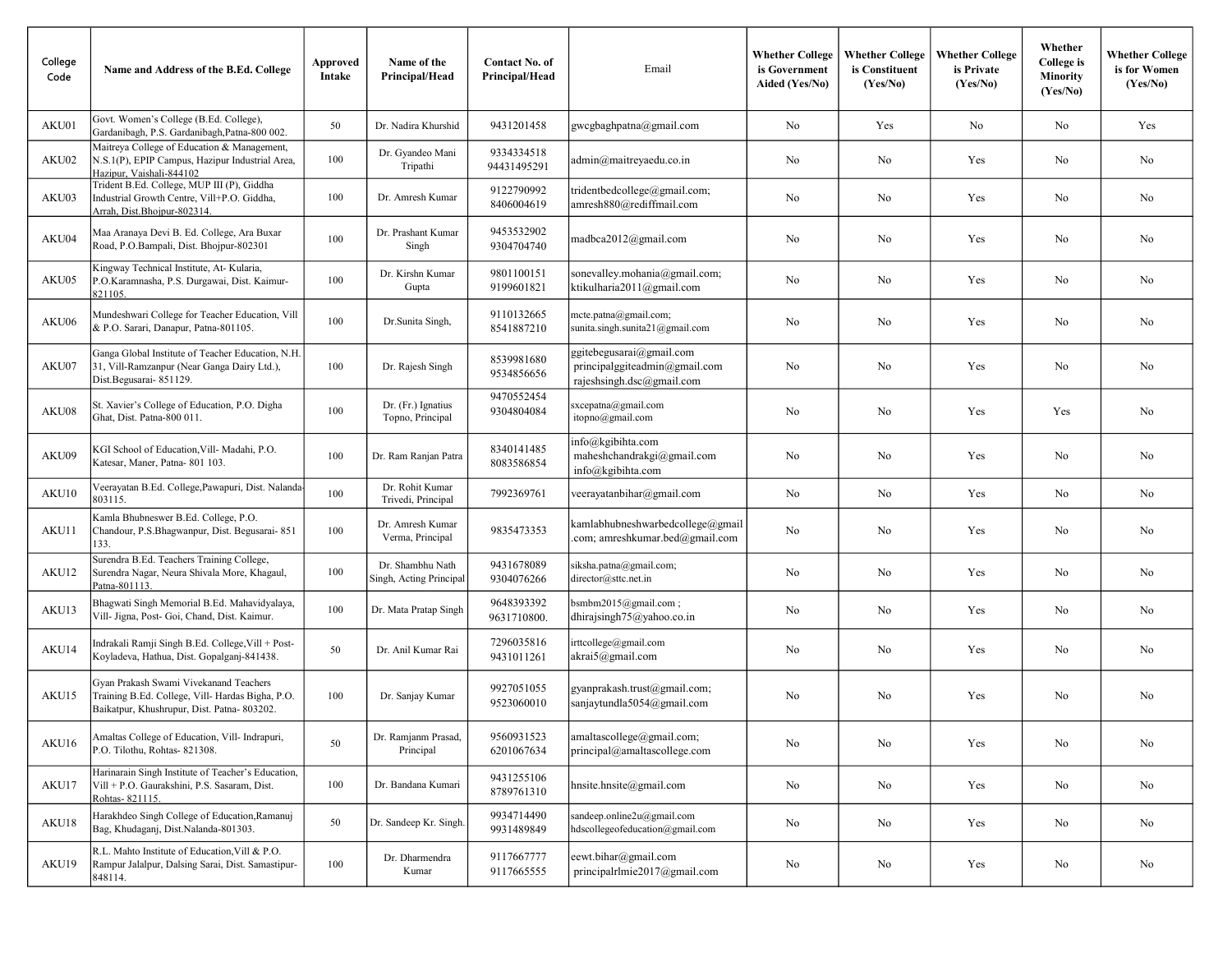| College Code | Name and Address of the B.Ed. College | Approved Intake | Name of the Principal/Head | Contact No. of Principal/Head | Email | Whether College is Government Aided (Yes/No) | Whether College is Constituent (Yes/No) | Whether College is Private (Yes/No) | Whether College is Minority (Yes/No) | Whether College is for Women (Yes/No) |
|---|---|---|---|---|---|---|---|---|---|---|
| AKU01 | Govt. Women's College (B.Ed. College), Gardanibagh, P.S. Gardanibagh,Patna-800 002. | 50 | Dr. Nadira Khurshid | 9431201458 | gwcgbaghpatna@gmail.com | No | Yes | No | No | Yes |
| AKU02 | Maitreya College of Education & Management, N.S.1(P), EPIP Campus, Hazipur Industrial Area, Hazipur, Vaishali-844102 | 100 | Dr. Gyandeo Mani Tripathi | 9334334518 94431495291 | admin@maitreyaedu.co.in | No | No | Yes | No | No |
| AKU03 | Trident B.Ed. College, MUP III (P), Giddha Industrial Growth Centre, Vill+P.O. Giddha, Arrah, Dist.Bhojpur-802314. | 100 | Dr. Amresh Kumar | 9122790992 8406004619 | tridentbedcollege@gmail.com; amresh880@rediffmail.com | No | No | Yes | No | No |
| AKU04 | Maa Aranaya Devi B. Ed. College, Ara Buxar Road, P.O.Bampali, Dist. Bhojpur-802301 | 100 | Dr. Prashant Kumar Singh | 9453532902 9304704740 | madbca2012@gmail.com | No | No | Yes | No | No |
| AKU05 | Kingway Technical Institute, At- Kularia, P.O.Karamnasha, P.S. Durgawai, Dist. Kaimur-821105. | 100 | Dr. Kirshn Kumar Gupta | 9801100151 9199601821 | sonevalley.mohania@gmail.com; ktikulharia2011@gmail.com | No | No | Yes | No | No |
| AKU06 | Mundeshwari College for Teacher Education, Vill & P.O. Sarari, Danapur, Patna-801105. | 100 | Dr.Sunita Singh, | 9110132665 8541887210 | mcte.patna@gmail.com; sunita.singh.sunita21@gmail.com | No | No | Yes | No | No |
| AKU07 | Ganga Global Institute of Teacher Education, N.H. 31, Vill-Ramzanpur (Near Ganga Dairy Ltd.), Dist.Begusarai- 851129. | 100 | Dr. Rajesh Singh | 8539981680 9534856656 | ggitebegusarai@gmail.com principalggiteadmin@gmail.com rajeshsingh.dsc@gmail.com | No | No | Yes | No | No |
| AKU08 | St. Xavier's College of Education, P.O. Digha Ghat, Dist. Patna-800 011. | 100 | Dr. (Fr.) Ignatius Topno, Principal | 9470552454 9304804084 | sxcepatna@gmail.com itopno@gmail.com | No | No | Yes | Yes | No |
| AKU09 | KGI School of Education,Vill- Madahi, P.O. Katesar, Maner, Patna- 801 103. | 100 | Dr. Ram Ranjan Patra | 8340141485 8083586854 | info@kgibihta.com maheshchandrakgi@gmail.com info@kgibihta.com | No | No | Yes | No | No |
| AKU10 | Veerayatan B.Ed. College,Pawapuri, Dist. Nalanda-803115. | 100 | Dr. Rohit Kumar Trivedi, Principal | 7992369761 | veerayatanbihar@gmail.com | No | No | Yes | No | No |
| AKU11 | Kamla Bhubneswer B.Ed. College, P.O. Chandour, P.S.Bhagwanpur, Dist. Begusarai- 851 133. | 100 | Dr. Amresh Kumar Verma, Principal | 9835473353 | kamlabhubneshwarbedcollege@gmail.com; amreshkumar.bed@gmail.com | No | No | Yes | No | No |
| AKU12 | Surendra B.Ed. Teachers Training College, Surendra Nagar, Neura Shivala More, Khagaul, Patna-801113. | 100 | Dr. Shambhu Nath Singh, Acting Principal | 9431678089 9304076266 | siksha.patna@gmail.com; director@sttc.net.in | No | No | Yes | No | No |
| AKU13 | Bhagwati Singh Memorial B.Ed. Mahavidyalaya, Vill- Jigna, Post- Goi, Chand, Dist. Kaimur. | 100 | Dr. Mata Pratap Singh | 9648393392 9631710800. | bsmbm2015@gmail.com ; dhirajsingh75@yahoo.co.in | No | No | Yes | No | No |
| AKU14 | Indrakali Ramji Singh B.Ed. College,Vill + Post-Koyladeva, Hathua, Dist. Gopalganj-841438. | 50 | Dr. Anil Kumar Rai | 7296035816 9431011261 | irttcollege@gmail.com akrai5@gmail.com | No | No | Yes | No | No |
| AKU15 | Gyan Prakash Swami Vivekanand Teachers Training B.Ed. College, Vill- Hardas Bigha, P.O. Baikatpur, Khushrupur, Dist. Patna- 803202. | 100 | Dr. Sanjay Kumar | 9927051055 9523060010 | gyanprakash.trust@gmail.com; sanjaytundla5054@gmail.com | No | No | Yes | No | No |
| AKU16 | Amaltas College of Education, Vill- Indrapuri, P.O. Tilothu, Rohtas- 821308. | 50 | Dr. Ramjanm Prasad, Principal | 9560931523 6201067634 | amaltascollege@gmail.com; principal@amaltascollege.com | No | No | Yes | No | No |
| AKU17 | Harinarain Singh Institute of Teacher's Education, Vill + P.O. Gaurakshini, P.S. Sasaram, Dist. Rohtas- 821115. | 100 | Dr. Bandana Kumari | 9431255106 8789761310 | hnsite.hnsite@gmail.com | No | No | Yes | No | No |
| AKU18 | Harakhdeo Singh College of Education,Ramanuj Bag, Khudaganj, Dist.Nalanda-801303. | 50 | Dr. Sandeep Kr. Singh. | 9934714490 9931489849 | sandeep.online2u@gmail.com hdscollegeofeducation@gmail.com | No | No | Yes | No | No |
| AKU19 | R.L. Mahto Institute of Education,Vill & P.O. Rampur Jalalpur, Dalsing Sarai, Dist. Samastipur-848114. | 100 | Dr. Dharmendra Kumar | 9117667777 9117665555 | eewt.bihar@gmail.com principalrlmie2017@gmail.com | No | No | Yes | No | No |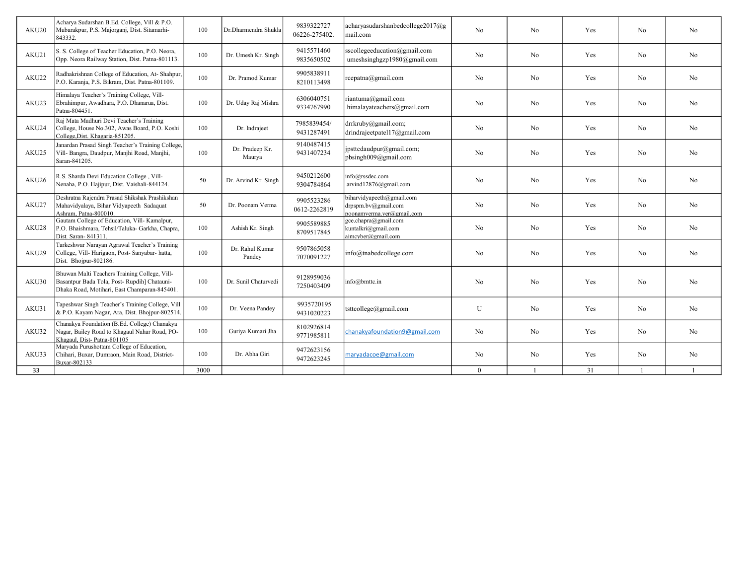| | | | | | | | | | | |
|---|---|---|---|---|---|---|---|---|---|---|
| AKU20 | Acharya Sudarshan B.Ed. College, Vill & P.O. Mubarakpur, P.S. Majorganj, Dist. Sitamarhi-843332. | 100 | Dr.Dharmendra Shukla | 9839322727 06226-275402. | acharyasudarshanbedcollege2017@gmail.com | No | No | Yes | No | No |
| AKU21 | S. S. College of Teacher Education, P.O. Neora, Opp. Neora Railway Station, Dist. Patna-801113. | 100 | Dr. Umesh Kr. Singh | 9415571460 9835650502 | sscollegeeducation@gmail.com umeshsinghgzp1980@gmail.com | No | No | Yes | No | No |
| AKU22 | Radhakrishnan College of Education, At- Shahpur, P.O. Karanja, P.S. Bikram, Dist. Patna-801109. | 100 | Dr. Pramod Kumar | 9905838911 8210113498 | rcepatna@gmail.com | No | No | Yes | No | No |
| AKU23 | Himalaya Teacher's Training College, Vill- Ebrahimpur, Awadhara, P.O. Dhanarua, Dist. Patna-804451. | 100 | Dr. Uday Raj Mishra | 6306040751 9334767990 | riantuma@gmail.com himalayateachers@gmail.com | No | No | Yes | No | No |
| AKU24 | Raj Mata Madhuri Devi Teacher's Training College, House No.302, Awas Board, P.O. Koshi College,Dist. Khagaria-851205. | 100 | Dr. Indrajeet | 7985839454/ 9431287491 | drrkruby@gmail.com; drindrajeetpatel17@gmail.com | No | No | Yes | No | No |
| AKU25 | Janardan Prasad Singh Teacher's Training College, Vill- Bangra, Daudpur, Manjhi Road, Manjhi, Saran-841205. | 100 | Dr. Pradeep Kr. Maurya | 9140487415 9431407234 | jpsttcdaudpur@gmail.com; pbsingh009@gmail.com | No | No | Yes | No | No |
| AKU26 | R.S. Sharda Devi Education College , Vill- Nenaha, P.O. Hajipur, Dist. Vaishali-844124. | 50 | Dr. Arvind Kr. Singh | 9450212600 9304784864 | info@rssdec.com arvind12876@gmail.com | No | No | Yes | No | No |
| AKU27 | Deshratna Rajendra Prasad Shikshak Prashikshan Mahavidyalaya, Bihar Vidyapeeth Sadaquat Ashram, Patna-800010. | 50 | Dr. Poonam Verma | 9905523286 0612-2262819 | biharvidyapeeth@gmail.com drpspm.bv@gmail.com poonamverma.ver@gmail.com | No | No | Yes | No | No |
| AKU28 | Gautam College of Education, Vill- Kamalpur, P.O. Bhaishmara, Tehsil/Taluka- Garkha, Chapra, Dist. Saran- 841311. | 100 | Ashish Kr. Singh | 9905589885 8709517845 | gce.chapra@gmail.com kuntalkri@gmail.com aimcyber@gmail.com | No | No | Yes | No | No |
| AKU29 | Tarkeshwar Narayan Agrawal Teacher's Training College, Vill- Harigaon, Post- Sanyabar- hatta, Dist. Bhojpur-802186. | 100 | Dr. Rahul Kumar Pandey | 9507865058 7070091227 | info@tnabedcollege.com | No | No | Yes | No | No |
| AKU30 | Bhuwan Malti Teachers Training College, Vill- Basantpur Bada Tola, Post- Rupdih] Chatauni-Dhaka Road, Motihari, East Champaran-845401. | 100 | Dr. Sunil Chaturvedi | 9128959036 7250403409 | info@bmttc.in | No | No | Yes | No | No |
| AKU31 | Tapeshwar Singh Teacher's Training College, Vill & P.O. Kayam Nagar, Ara, Dist. Bhojpur-802514. | 100 | Dr. Veena Pandey | 9935720195 9431020223 | tsttcollege@gmail.com | U | No | Yes | No | No |
| AKU32 | Chanakya Foundation (B.Ed. College) Chanakya Nagar, Bailey Road to Khagaul Nahar Road, PO-Khagaul, Dist- Patna-801105 | 100 | Guriya Kumari Jha | 8102926814 9771985811 | chanakyafoundation9@gmail.com | No | No | Yes | No | No |
| AKU33 | Maryada Purushottam College of Education, Chihari, Buxar, Dumraon, Main Road, District-Buxar-802133 | 100 | Dr. Abha Giri | 9472623156 9472623245 | maryadacoe@gmail.com | No | No | Yes | No | No |
| 33 | | 3000 | | | | 0 | 1 | 31 | 1 | 1 |